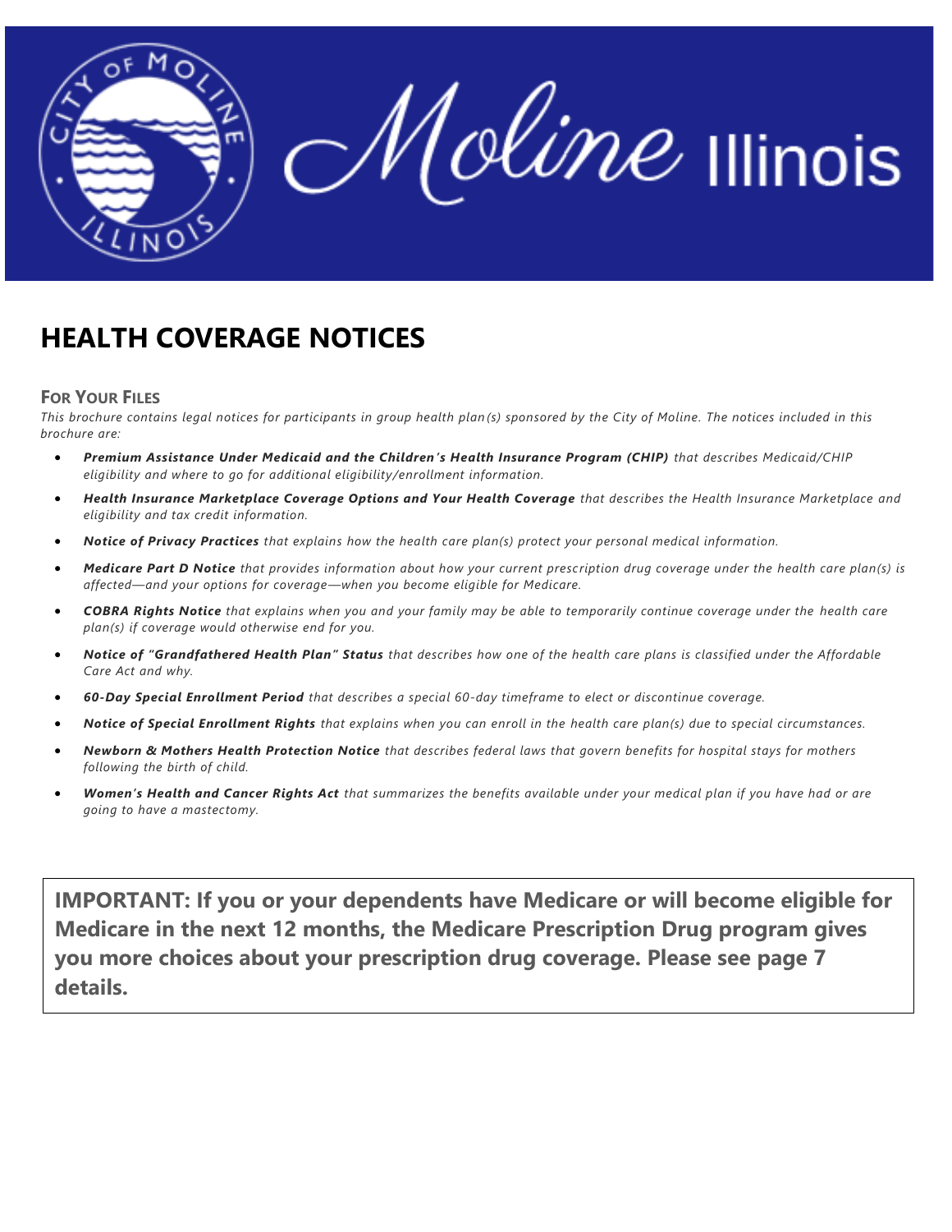# HEALTH COVERAGE NOTICES

### For Your Files

*This brochure contains legal notices for participants in group health plan(s) sponsored by the City of Moline. The notices included in this brochure are:*

- ***Premium Assistance Under Medicaid and the Children's Health Insurance Program (CHIP)*** *that describes Medicaid/CHIP eligibility and where to go for additional eligibility/enrollment information.*
- ***Health Insurance Marketplace Coverage Options and Your Health Coverage*** *that describes the Health Insurance Marketplace and eligibility and tax credit information.*
- ***Notice of Privacy Practices*** *that explains how the health care plan(s) protect your personal medical information.*
- ***Medicare Part D Notice*** *that provides information about how your current prescription drug coverage under the health care plan(s) is affected—and your options for coverage—when you become eligible for Medicare.*
- ***COBRA Rights Notice*** *that explains when you and your family may be able to temporarily continue coverage under the health care plan(s) if coverage would otherwise end for you.*
- ***Notice of "Grandfathered Health Plan" Status*** *that describes how one of the health care plans is classified under the Affordable Care Act and why.*
- ***60-Day Special Enrollment Period*** *that describes a special 60-day timeframe to elect or discontinue coverage.*
- ***Notice of Special Enrollment Rights*** *that explains when you can enroll in the health care plan(s) due to special circumstances.*
- ***Newborn & Mothers Health Protection Notice*** *that describes federal laws that govern benefits for hospital stays for mothers following the birth of child.*
- ***Women's Health and Cancer Rights Act*** *that summarizes the benefits available under your medical plan if you have had or are going to have a mastectomy.*

**IMPORTANT: If you or your dependents have Medicare or will become eligible for Medicare in the next 12 months, the Medicare Prescription Drug program gives you more choices about your prescription drug coverage. Please see page 7 details.**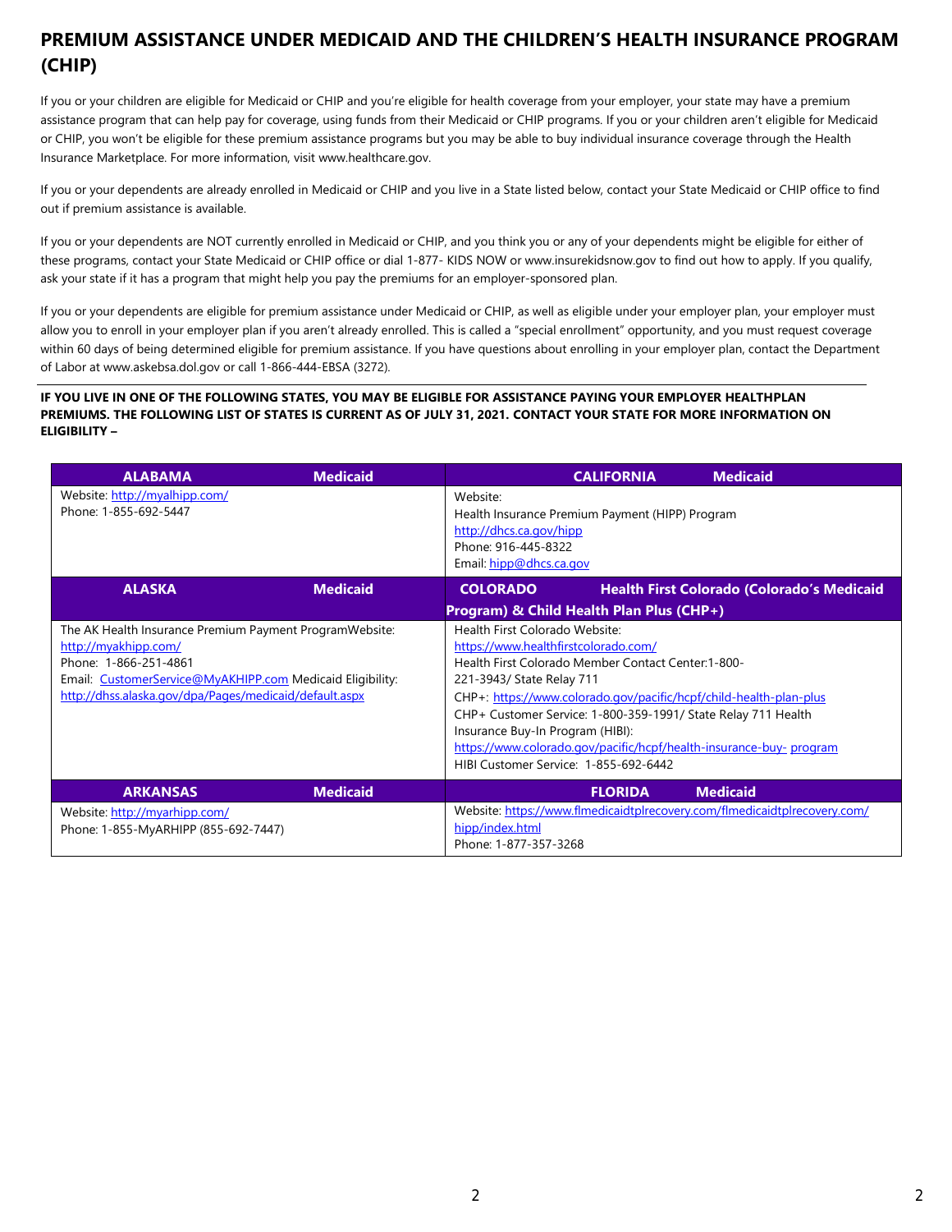## PREMIUM ASSISTANCE UNDER MEDICAID AND THE CHILDREN'S HEALTH INSURANCE PROGRAM (CHIP)

If you or your children are eligible for Medicaid or CHIP and you're eligible for health coverage from your employer, your state may have a premium assistance program that can help pay for coverage, using funds from their Medicaid or CHIP programs. If you or your children aren't eligible for Medicaid or CHIP, you won't be eligible for these premium assistance programs but you may be able to buy individual insurance coverage through the Health Insurance Marketplace. For more information, visit www.healthcare.gov.

If you or your dependents are already enrolled in Medicaid or CHIP and you live in a State listed below, contact your State Medicaid or CHIP office to find out if premium assistance is available.

If you or your dependents are NOT currently enrolled in Medicaid or CHIP, and you think you or any of your dependents might be eligible for either of these programs, contact your State Medicaid or CHIP office or dial 1-877- KIDS NOW or www.insurekidsnow.gov to find out how to apply. If you qualify, ask your state if it has a program that might help you pay the premiums for an employer-sponsored plan.

If you or your dependents are eligible for premium assistance under Medicaid or CHIP, as well as eligible under your employer plan, your employer must allow you to enroll in your employer plan if you aren't already enrolled. This is called a "special enrollment" opportunity, and you must request coverage within 60 days of being determined eligible for premium assistance. If you have questions about enrolling in your employer plan, contact the Department of Labor at www.askebsa.dol.gov or call 1-866-444-EBSA (3272).

---

**IF YOU LIVE IN ONE OF THE FOLLOWING STATES, YOU MAY BE ELIGIBLE FOR ASSISTANCE PAYING YOUR EMPLOYER HEALTHPLAN PREMIUMS. THE FOLLOWING LIST OF STATES IS CURRENT AS OF JULY 31, 2021. CONTACT YOUR STATE FOR MORE INFORMATION ON ELIGIBILITY –**

| ALABAMA – Medicaid | CALIFORNIA – Medicaid |
|---|---|
| Website: http://myalhipp.com/<br>Phone: 1-855-692-5447 | Website:<br>Health Insurance Premium Payment (HIPP) Program<br>http://dhcs.ca.gov/hipp<br>Phone: 916-445-8322<br>Email: hipp@dhcs.ca.gov |
| **ALASKA – Medicaid** | **COLORADO – Health First Colorado (Colorado's Medicaid Program) & Child Health Plan Plus (CHP+)** |
| The AK Health Insurance Premium Payment ProgramWebsite: http://myakhipp.com/<br>Phone: 1-866-251-4861<br>Email: CustomerService@MyAKHIPP.com Medicaid Eligibility: http://dhss.alaska.gov/dpa/Pages/medicaid/default.aspx | Health First Colorado Website: https://www.healthfirstcolorado.com/<br>Health First Colorado Member Contact Center:1-800-221-3943/ State Relay 711<br>CHP+: https://www.colorado.gov/pacific/hcpf/child-health-plan-plus<br>CHP+ Customer Service: 1-800-359-1991/ State Relay 711 Health Insurance Buy-In Program (HIBI): https://www.colorado.gov/pacific/hcpf/health-insurance-buy- program<br>HIBI Customer Service: 1-855-692-6442 |
| **ARKANSAS – Medicaid** | **FLORIDA – Medicaid** |
| Website: http://myarhipp.com/<br>Phone: 1-855-MyARHIPP (855-692-7447) | Website: https://www.flmedicaidtplrecovery.com/flmedicaidtplrecovery.com/hipp/index.html<br>Phone: 1-877-357-3268 |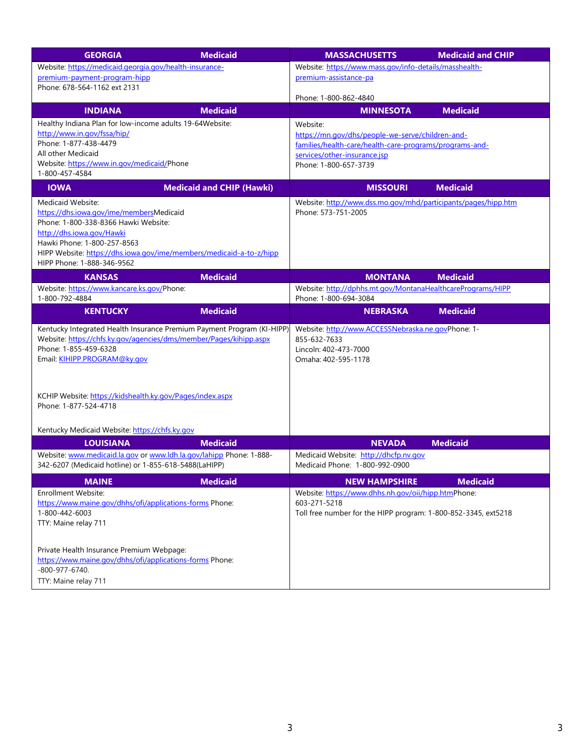| GEORGIA – Medicaid | MASSACHUSETTS – Medicaid and CHIP |
|---|---|
| Website: https://medicaid.georgia.gov/health-insurance-premium-payment-program-hipp<br>Phone: 678-564-1162 ext 2131 | Website: https://www.mass.gov/info-details/masshealth-premium-assistance-pa<br><br>Phone: 1-800-862-4840 |
| **INDIANA – Medicaid** | **MINNESOTA – Medicaid** |
| Healthy Indiana Plan for low-income adults 19-64Website: http://www.in.gov/fssa/hip/<br>Phone: 1-877-438-4479<br>All other Medicaid<br>Website: https://www.in.gov/medicaid/Phone 1-800-457-4584 | Website: https://mn.gov/dhs/people-we-serve/children-and-families/health-care/health-care-programs/programs-and-services/other-insurance.jsp<br>Phone: 1-800-657-3739 |
| **IOWA – Medicaid and CHIP (Hawki)** | **MISSOURI – Medicaid** |
| Medicaid Website: https://dhs.iowa.gov/ime/membersMedicaid Phone: 1-800-338-8366 Hawki Website: http://dhs.iowa.gov/Hawki<br>Hawki Phone: 1-800-257-8563<br>HIPP Website: https://dhs.iowa.gov/ime/members/medicaid-a-to-z/hipp<br>HIPP Phone: 1-888-346-9562 | Website: http://www.dss.mo.gov/mhd/participants/pages/hipp.htm<br>Phone: 573-751-2005 |
| **KANSAS – Medicaid** | **MONTANA – Medicaid** |
| Website: https://www.kancare.ks.gov/Phone: 1-800-792-4884 | Website: http://dphhs.mt.gov/MontanaHealthcarePrograms/HIPP<br>Phone: 1-800-694-3084 |
| **KENTUCKY – Medicaid** | **NEBRASKA – Medicaid** |
| Kentucky Integrated Health Insurance Premium Payment Program (KI-HIPP) Website: https://chfs.ky.gov/agencies/dms/member/Pages/kihipp.aspx<br>Phone: 1-855-459-6328<br>Email: KIHIPP.PROGRAM@ky.gov<br><br>KCHIP Website: https://kidshealth.ky.gov/Pages/index.aspx<br>Phone: 1-877-524-4718<br><br>Kentucky Medicaid Website: https://chfs.ky.gov | Website: http://www.ACCESSNebraska.ne.govPhone: 1-855-632-7633<br>Lincoln: 402-473-7000<br>Omaha: 402-595-1178 |
| **LOUISIANA – Medicaid** | **NEVADA – Medicaid** |
| Website: www.medicaid.la.gov or www.ldh.la.gov/lahipp Phone: 1-888-342-6207 (Medicaid hotline) or 1-855-618-5488(LaHIPP) | Medicaid Website: http://dhcfp.nv.gov<br>Medicaid Phone: 1-800-992-0900 |
| **MAINE – Medicaid** | **NEW HAMPSHIRE – Medicaid** |
| Enrollment Website: https://www.maine.gov/dhhs/ofi/applications-forms Phone: 1-800-442-6003<br>TTY: Maine relay 711<br><br>Private Health Insurance Premium Webpage: https://www.maine.gov/dhhs/ofi/applications-forms Phone: -800-977-6740.<br>TTY: Maine relay 711 | Website: https://www.dhhs.nh.gov/oii/hipp.htmPhone: 603-271-5218<br>Toll free number for the HIPP program: 1-800-852-3345, ext5218 |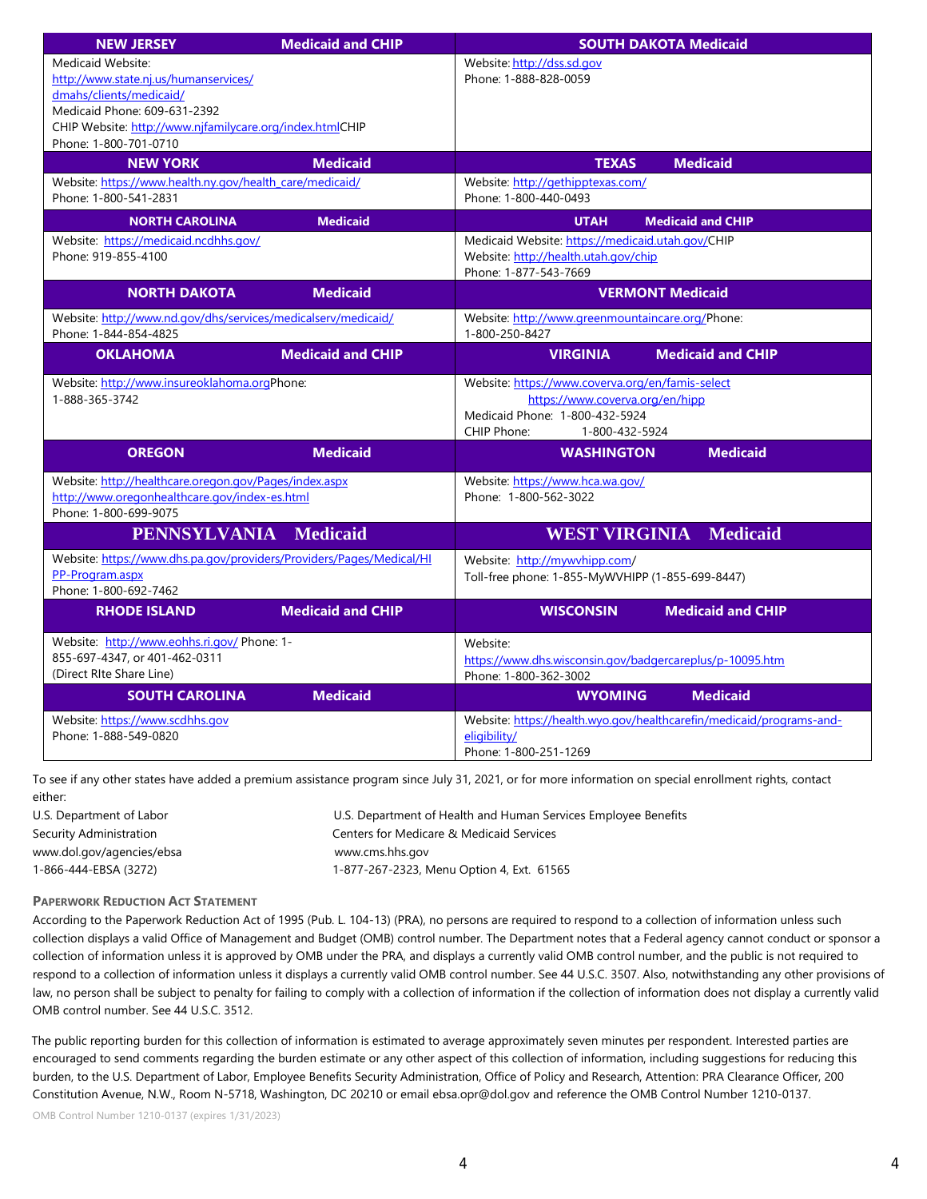| NEW JERSEY – Medicaid and CHIP | SOUTH DAKOTA Medicaid |
| --- | --- |
| Medicaid Website: http://www.state.nj.us/humanservices/dmahs/clients/medicaid/<br>Medicaid Phone: 609-631-2392<br>CHIP Website: http://www.njfamilycare.org/index.html CHIP Phone: 1-800-701-0710 | Website: http://dss.sd.gov<br>Phone: 1-888-828-0059 |
| **NEW YORK – Medicaid** | **TEXAS – Medicaid** |
| Website: https://www.health.ny.gov/health_care/medicaid/<br>Phone: 1-800-541-2831 | Website: http://gethipptexas.com/<br>Phone: 1-800-440-0493 |
| **NORTH CAROLINA – Medicaid** | **UTAH – Medicaid and CHIP** |
| Website: https://medicaid.ncdhhs.gov/<br>Phone: 919-855-4100 | Medicaid Website: https://medicaid.utah.gov/ CHIP Website: http://health.utah.gov/chip<br>Phone: 1-877-543-7669 |
| **NORTH DAKOTA – Medicaid** | **VERMONT Medicaid** |
| Website: http://www.nd.gov/dhs/services/medicalserv/medicaid/<br>Phone: 1-844-854-4825 | Website: http://www.greenmountaincare.org/ Phone: 1-800-250-8427 |
| **OKLAHOMA – Medicaid and CHIP** | **VIRGINIA – Medicaid and CHIP** |
| Website: http://www.insureoklahoma.org Phone: 1-888-365-3742 | Website: https://www.coverva.org/en/famis-select<br>https://www.coverva.org/en/hipp<br>Medicaid Phone: 1-800-432-5924<br>CHIP Phone: 1-800-432-5924 |
| **OREGON – Medicaid** | **WASHINGTON – Medicaid** |
| Website: http://healthcare.oregon.gov/Pages/index.aspx<br>http://www.oregonhealthcare.gov/index-es.html<br>Phone: 1-800-699-9075 | Website: https://www.hca.wa.gov/<br>Phone: 1-800-562-3022 |
| **PENNSYLVANIA – Medicaid** | **WEST VIRGINIA – Medicaid** |
| Website: https://www.dhs.pa.gov/providers/Providers/Pages/Medical/HIPP-Program.aspx<br>Phone: 1-800-692-7462 | Website: http://mywvhipp.com/<br>Toll-free phone: 1-855-MyWVHIPP (1-855-699-8447) |
| **RHODE ISLAND – Medicaid and CHIP** | **WISCONSIN – Medicaid and CHIP** |
| Website: http://www.eohhs.ri.gov/ Phone: 1-855-697-4347, or 401-462-0311 (Direct RIte Share Line) | Website: https://www.dhs.wisconsin.gov/badgercareplus/p-10095.htm<br>Phone: 1-800-362-3002 |
| **SOUTH CAROLINA – Medicaid** | **WYOMING – Medicaid** |
| Website: https://www.scdhhs.gov<br>Phone: 1-888-549-0820 | Website: https://health.wyo.gov/healthcarefin/medicaid/programs-and-eligibility/<br>Phone: 1-800-251-1269 |

To see if any other states have added a premium assistance program since July 31, 2021, or for more information on special enrollment rights, contact either:

| | |
| --- | --- |
| U.S. Department of Labor | U.S. Department of Health and Human Services Employee Benefits |
| Security Administration | Centers for Medicare & Medicaid Services |
| www.dol.gov/agencies/ebsa | www.cms.hhs.gov |
| 1-866-444-EBSA (3272) | 1-877-267-2323, Menu Option 4, Ext. 61565 |

#### Paperwork Reduction Act Statement

According to the Paperwork Reduction Act of 1995 (Pub. L. 104-13) (PRA), no persons are required to respond to a collection of information unless such collection displays a valid Office of Management and Budget (OMB) control number. The Department notes that a Federal agency cannot conduct or sponsor a collection of information unless it is approved by OMB under the PRA, and displays a currently valid OMB control number, and the public is not required to respond to a collection of information unless it displays a currently valid OMB control number. See 44 U.S.C. 3507. Also, notwithstanding any other provisions of law, no person shall be subject to penalty for failing to comply with a collection of information if the collection of information does not display a currently valid OMB control number. See 44 U.S.C. 3512.

The public reporting burden for this collection of information is estimated to average approximately seven minutes per respondent. Interested parties are encouraged to send comments regarding the burden estimate or any other aspect of this collection of information, including suggestions for reducing this burden, to the U.S. Department of Labor, Employee Benefits Security Administration, Office of Policy and Research, Attention: PRA Clearance Officer, 200 Constitution Avenue, N.W., Room N-5718, Washington, DC 20210 or email ebsa.opr@dol.gov and reference the OMB Control Number 1210-0137.

OMB Control Number 1210-0137 (expires 1/31/2023)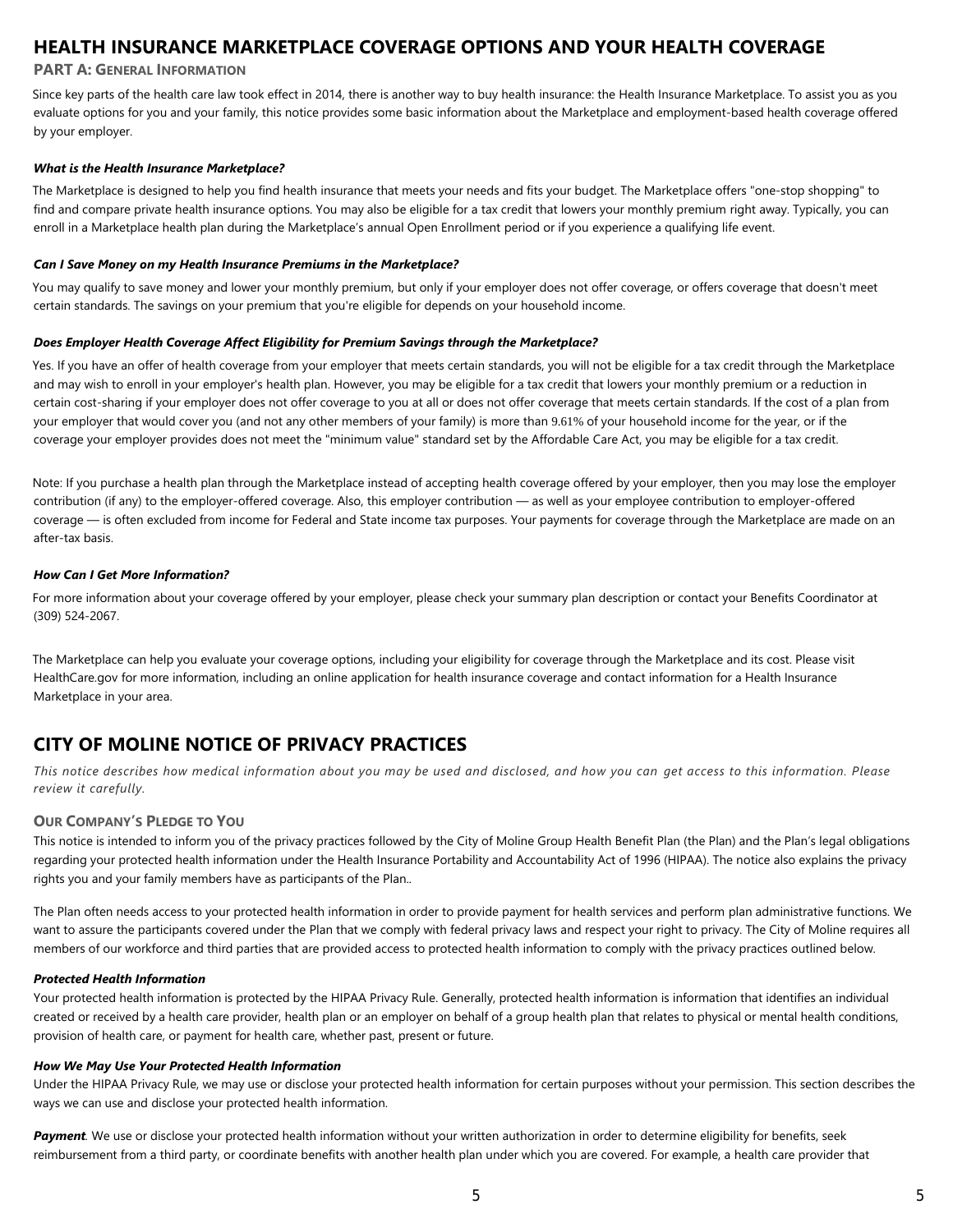# HEALTH INSURANCE MARKETPLACE COVERAGE OPTIONS AND YOUR HEALTH COVERAGE

## PART A: General Information

Since key parts of the health care law took effect in 2014, there is another way to buy health insurance: the Health Insurance Marketplace. To assist you as you evaluate options for you and your family, this notice provides some basic information about the Marketplace and employment-based health coverage offered by your employer.

***What is the Health Insurance Marketplace?***

The Marketplace is designed to help you find health insurance that meets your needs and fits your budget. The Marketplace offers "one-stop shopping" to find and compare private health insurance options. You may also be eligible for a tax credit that lowers your monthly premium right away. Typically, you can enroll in a Marketplace health plan during the Marketplace's annual Open Enrollment period or if you experience a qualifying life event.

***Can I Save Money on my Health Insurance Premiums in the Marketplace?***

You may qualify to save money and lower your monthly premium, but only if your employer does not offer coverage, or offers coverage that doesn't meet certain standards. The savings on your premium that you're eligible for depends on your household income.

***Does Employer Health Coverage Affect Eligibility for Premium Savings through the Marketplace?***

Yes. If you have an offer of health coverage from your employer that meets certain standards, you will not be eligible for a tax credit through the Marketplace and may wish to enroll in your employer's health plan. However, you may be eligible for a tax credit that lowers your monthly premium or a reduction in certain cost-sharing if your employer does not offer coverage to you at all or does not offer coverage that meets certain standards. If the cost of a plan from your employer that would cover you (and not any other members of your family) is more than 9.61% of your household income for the year, or if the coverage your employer provides does not meet the "minimum value" standard set by the Affordable Care Act, you may be eligible for a tax credit.

Note: If you purchase a health plan through the Marketplace instead of accepting health coverage offered by your employer, then you may lose the employer contribution (if any) to the employer-offered coverage. Also, this employer contribution — as well as your employee contribution to employer-offered coverage — is often excluded from income for Federal and State income tax purposes. Your payments for coverage through the Marketplace are made on an after-tax basis.

***How Can I Get More Information?***

For more information about your coverage offered by your employer, please check your summary plan description or contact your Benefits Coordinator at (309) 524-2067.

The Marketplace can help you evaluate your coverage options, including your eligibility for coverage through the Marketplace and its cost. Please visit HealthCare.gov for more information, including an online application for health insurance coverage and contact information for a Health Insurance Marketplace in your area.

# CITY OF MOLINE NOTICE OF PRIVACY PRACTICES

*This notice describes how medical information about you may be used and disclosed, and how you can get access to this information. Please review it carefully.*

## Our Company's Pledge to You

This notice is intended to inform you of the privacy practices followed by the City of Moline Group Health Benefit Plan (the Plan) and the Plan's legal obligations regarding your protected health information under the Health Insurance Portability and Accountability Act of 1996 (HIPAA). The notice also explains the privacy rights you and your family members have as participants of the Plan..

The Plan often needs access to your protected health information in order to provide payment for health services and perform plan administrative functions. We want to assure the participants covered under the Plan that we comply with federal privacy laws and respect your right to privacy. The City of Moline requires all members of our workforce and third parties that are provided access to protected health information to comply with the privacy practices outlined below.

***Protected Health Information***

Your protected health information is protected by the HIPAA Privacy Rule. Generally, protected health information is information that identifies an individual created or received by a health care provider, health plan or an employer on behalf of a group health plan that relates to physical or mental health conditions, provision of health care, or payment for health care, whether past, present or future.

***How We May Use Your Protected Health Information***

Under the HIPAA Privacy Rule, we may use or disclose your protected health information for certain purposes without your permission. This section describes the ways we can use and disclose your protected health information.

***Payment***. We use or disclose your protected health information without your written authorization in order to determine eligibility for benefits, seek reimbursement from a third party, or coordinate benefits with another health plan under which you are covered. For example, a health care provider that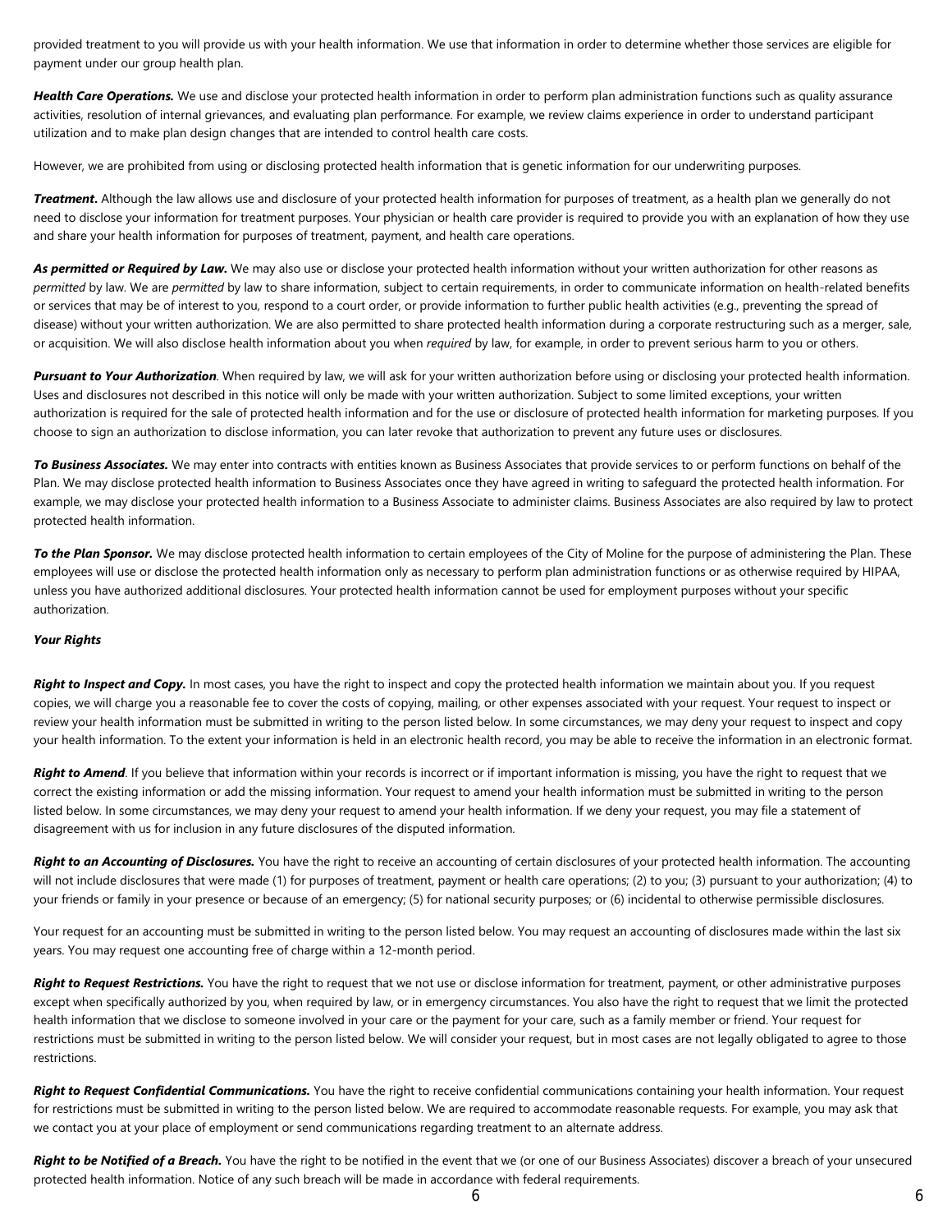provided treatment to you will provide us with your health information. We use that information in order to determine whether those services are eligible for payment under our group health plan.

***Health Care Operations.*** We use and disclose your protected health information in order to perform plan administration functions such as quality assurance activities, resolution of internal grievances, and evaluating plan performance. For example, we review claims experience in order to understand participant utilization and to make plan design changes that are intended to control health care costs.

However, we are prohibited from using or disclosing protected health information that is genetic information for our underwriting purposes.

***Treatment***. Although the law allows use and disclosure of your protected health information for purposes of treatment, as a health plan we generally do not need to disclose your information for treatment purposes. Your physician or health care provider is required to provide you with an explanation of how they use and share your health information for purposes of treatment, payment, and health care operations.

***As permitted or Required by Law***. We may also use or disclose your protected health information without your written authorization for other reasons as *permitted* by law. We are *permitted* by law to share information, subject to certain requirements, in order to communicate information on health-related benefits or services that may be of interest to you, respond to a court order, or provide information to further public health activities (e.g., preventing the spread of disease) without your written authorization. We are also permitted to share protected health information during a corporate restructuring such as a merger, sale, or acquisition. We will also disclose health information about you when *required* by law, for example, in order to prevent serious harm to you or others.

***Pursuant to Your Authorization***. When required by law, we will ask for your written authorization before using or disclosing your protected health information. Uses and disclosures not described in this notice will only be made with your written authorization. Subject to some limited exceptions, your written authorization is required for the sale of protected health information and for the use or disclosure of protected health information for marketing purposes. If you choose to sign an authorization to disclose information, you can later revoke that authorization to prevent any future uses or disclosures.

***To Business Associates.*** We may enter into contracts with entities known as Business Associates that provide services to or perform functions on behalf of the Plan. We may disclose protected health information to Business Associates once they have agreed in writing to safeguard the protected health information. For example, we may disclose your protected health information to a Business Associate to administer claims. Business Associates are also required by law to protect protected health information.

***To the Plan Sponsor.*** We may disclose protected health information to certain employees of the City of Moline for the purpose of administering the Plan. These employees will use or disclose the protected health information only as necessary to perform plan administration functions or as otherwise required by HIPAA, unless you have authorized additional disclosures. Your protected health information cannot be used for employment purposes without your specific authorization.

***Your Rights***

***Right to Inspect and Copy.*** In most cases, you have the right to inspect and copy the protected health information we maintain about you. If you request copies, we will charge you a reasonable fee to cover the costs of copying, mailing, or other expenses associated with your request. Your request to inspect or review your health information must be submitted in writing to the person listed below. In some circumstances, we may deny your request to inspect and copy your health information. To the extent your information is held in an electronic health record, you may be able to receive the information in an electronic format.

***Right to Amend***. If you believe that information within your records is incorrect or if important information is missing, you have the right to request that we correct the existing information or add the missing information. Your request to amend your health information must be submitted in writing to the person listed below. In some circumstances, we may deny your request to amend your health information. If we deny your request, you may file a statement of disagreement with us for inclusion in any future disclosures of the disputed information.

***Right to an Accounting of Disclosures.*** You have the right to receive an accounting of certain disclosures of your protected health information. The accounting will not include disclosures that were made (1) for purposes of treatment, payment or health care operations; (2) to you; (3) pursuant to your authorization; (4) to your friends or family in your presence or because of an emergency; (5) for national security purposes; or (6) incidental to otherwise permissible disclosures.

Your request for an accounting must be submitted in writing to the person listed below. You may request an accounting of disclosures made within the last six years. You may request one accounting free of charge within a 12-month period.

***Right to Request Restrictions.*** You have the right to request that we not use or disclose information for treatment, payment, or other administrative purposes except when specifically authorized by you, when required by law, or in emergency circumstances. You also have the right to request that we limit the protected health information that we disclose to someone involved in your care or the payment for your care, such as a family member or friend. Your request for restrictions must be submitted in writing to the person listed below. We will consider your request, but in most cases are not legally obligated to agree to those restrictions.

***Right to Request Confidential Communications.*** You have the right to receive confidential communications containing your health information. Your request for restrictions must be submitted in writing to the person listed below. We are required to accommodate reasonable requests. For example, you may ask that we contact you at your place of employment or send communications regarding treatment to an alternate address.

***Right to be Notified of a Breach.*** You have the right to be notified in the event that we (or one of our Business Associates) discover a breach of your unsecured protected health information. Notice of any such breach will be made in accordance with federal requirements.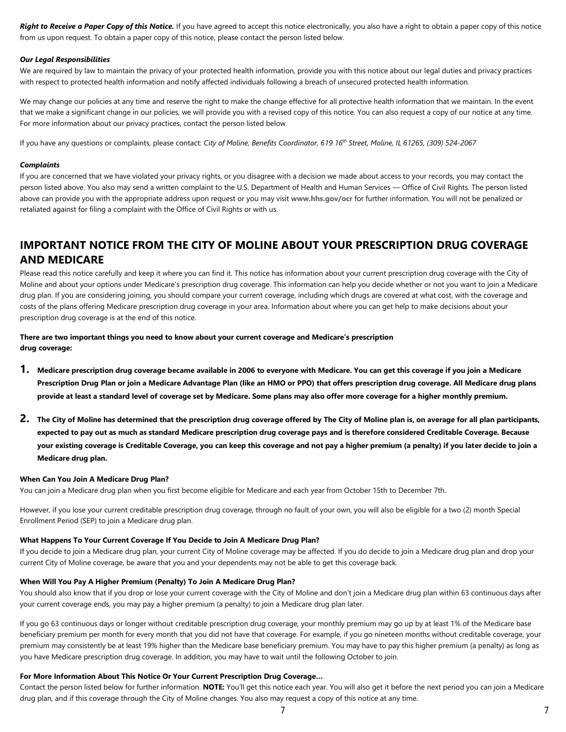***Right to Receive a Paper Copy of this Notice.*** If you have agreed to accept this notice electronically, you also have a right to obtain a paper copy of this notice from us upon request. To obtain a paper copy of this notice, please contact the person listed below.

***Our Legal Responsibilities***

We are required by law to maintain the privacy of your protected health information, provide you with this notice about our legal duties and privacy practices with respect to protected health information and notify affected individuals following a breach of unsecured protected health information.

We may change our policies at any time and reserve the right to make the change effective for all protective health information that we maintain. In the event that we make a significant change in our policies, we will provide you with a revised copy of this notice. You can also request a copy of our notice at any time. For more information about our privacy practices, contact the person listed below.

If you have any questions or complaints, please contact: *City of Moline, Benefits Coordinator, 619 16th Street, Moline, IL 61265, (309) 524-2067*

***Complaints***

If you are concerned that we have violated your privacy rights, or you disagree with a decision we made about access to your records, you may contact the person listed above. You also may send a written complaint to the U.S. Department of Health and Human Services — Office of Civil Rights. The person listed above can provide you with the appropriate address upon request or you may visit **www.hhs.gov/ocr** for further information. You will not be penalized or retaliated against for filing a complaint with the Office of Civil Rights or with us.

## IMPORTANT NOTICE FROM THE CITY OF MOLINE ABOUT YOUR PRESCRIPTION DRUG COVERAGE AND MEDICARE

Please read this notice carefully and keep it where you can find it. This notice has information about your current prescription drug coverage with the City of Moline and about your options under Medicare's prescription drug coverage. This information can help you decide whether or not you want to join a Medicare drug plan. If you are considering joining, you should compare your current coverage, including which drugs are covered at what cost, with the coverage and costs of the plans offering Medicare prescription drug coverage in your area. Information about where you can get help to make decisions about your prescription drug coverage is at the end of this notice.

**There are two important things you need to know about your current coverage and Medicare's prescription drug coverage:**

1. **Medicare prescription drug coverage became available in 2006 to everyone with Medicare. You can get this coverage if you join a Medicare Prescription Drug Plan or join a Medicare Advantage Plan (like an HMO or PPO) that offers prescription drug coverage. All Medicare drug plans provide at least a standard level of coverage set by Medicare. Some plans may also offer more coverage for a higher monthly premium.**
2. **The City of Moline has determined that the prescription drug coverage offered by The City of Moline plan is, on average for all plan participants, expected to pay out as much as standard Medicare prescription drug coverage pays and is therefore considered Creditable Coverage. Because your existing coverage is Creditable Coverage, you can keep this coverage and not pay a higher premium (a penalty) if you later decide to join a Medicare drug plan.**

**When Can You Join A Medicare Drug Plan?**

You can join a Medicare drug plan when you first become eligible for Medicare and each year from October 15th to December 7th.

However, if you lose your current creditable prescription drug coverage, through no fault of your own, you will also be eligible for a two (2) month Special Enrollment Period (SEP) to join a Medicare drug plan.

**What Happens To Your Current Coverage If You Decide to Join A Medicare Drug Plan?**

If you decide to join a Medicare drug plan, your current City of Moline coverage may be affected. If you do decide to join a Medicare drug plan and drop your current City of Moline coverage, be aware that you and your dependents may not be able to get this coverage back.

**When Will You Pay A Higher Premium (Penalty) To Join A Medicare Drug Plan?**

You should also know that if you drop or lose your current coverage with the City of Moline and don't join a Medicare drug plan within 63 continuous days after your current coverage ends, you may pay a higher premium (a penalty) to join a Medicare drug plan later.

If you go 63 continuous days or longer without creditable prescription drug coverage, your monthly premium may go up by at least 1% of the Medicare base beneficiary premium per month for every month that you did not have that coverage. For example, if you go nineteen months without creditable coverage, your premium may consistently be at least 19% higher than the Medicare base beneficiary premium. You may have to pay this higher premium (a penalty) as long as you have Medicare prescription drug coverage. In addition, you may have to wait until the following October to join.

**For More Information About This Notice Or Your Current Prescription Drug Coverage…**

Contact the person listed below for further information. **NOTE:** You'll get this notice each year. You will also get it before the next period you can join a Medicare drug plan, and if this coverage through the City of Moline changes. You also may request a copy of this notice at any time.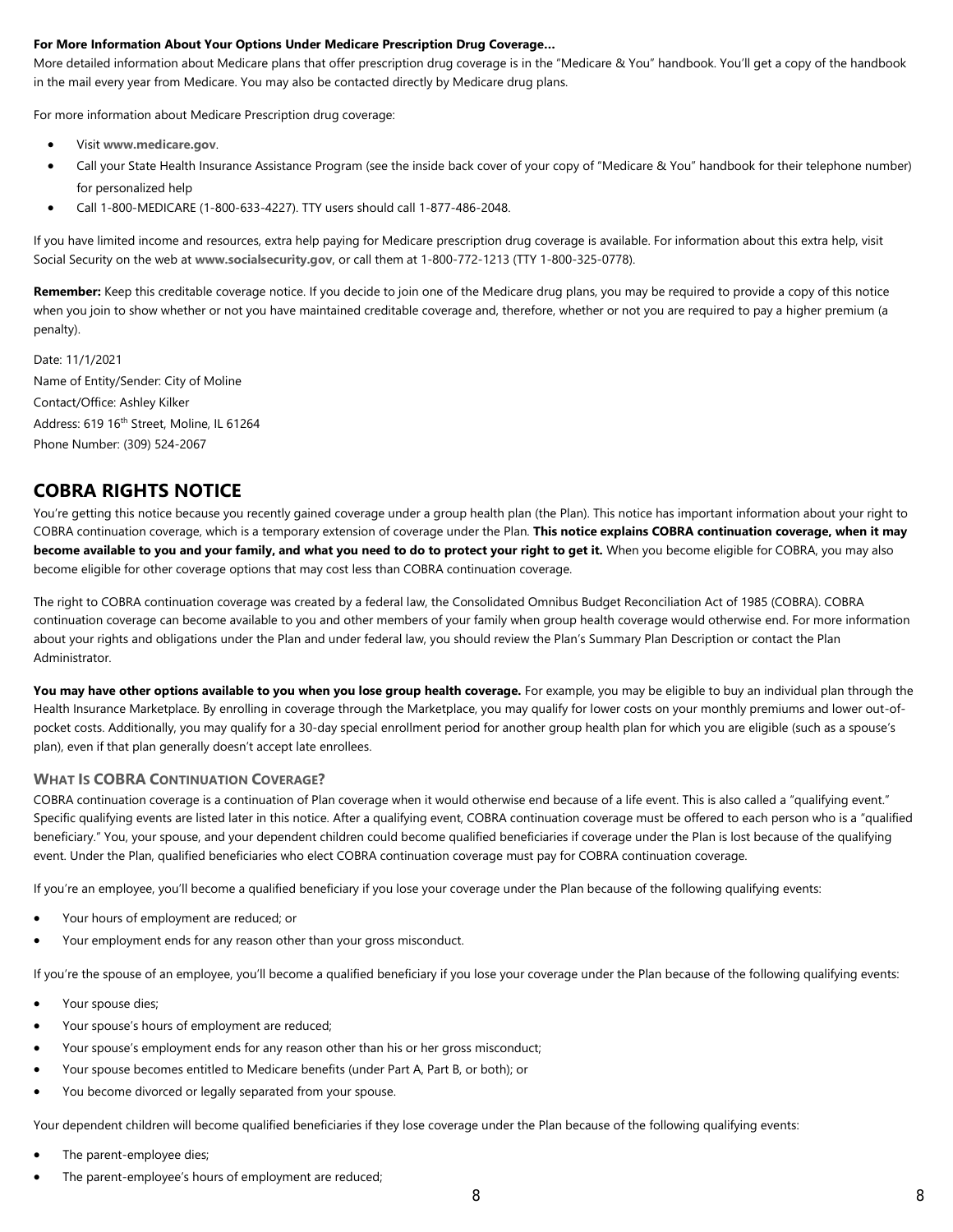**For More Information About Your Options Under Medicare Prescription Drug Coverage…**

More detailed information about Medicare plans that offer prescription drug coverage is in the "Medicare & You" handbook. You'll get a copy of the handbook in the mail every year from Medicare. You may also be contacted directly by Medicare drug plans.

For more information about Medicare Prescription drug coverage:

- Visit **www.medicare.gov**.
- Call your State Health Insurance Assistance Program (see the inside back cover of your copy of "Medicare & You" handbook for their telephone number) for personalized help
- Call 1-800-MEDICARE (1-800-633-4227). TTY users should call 1-877-486-2048.

If you have limited income and resources, extra help paying for Medicare prescription drug coverage is available. For information about this extra help, visit Social Security on the web at **www.socialsecurity.gov**, or call them at 1-800-772-1213 (TTY 1-800-325-0778).

**Remember:** Keep this creditable coverage notice. If you decide to join one of the Medicare drug plans, you may be required to provide a copy of this notice when you join to show whether or not you have maintained creditable coverage and, therefore, whether or not you are required to pay a higher premium (a penalty).

Date: 11/1/2021
Name of Entity/Sender: City of Moline
Contact/Office: Ashley Kilker
Address: 619 16th Street, Moline, IL 61264
Phone Number: (309) 524-2067

## COBRA RIGHTS NOTICE

You're getting this notice because you recently gained coverage under a group health plan (the Plan). This notice has important information about your right to COBRA continuation coverage, which is a temporary extension of coverage under the Plan. **This notice explains COBRA continuation coverage, when it may become available to you and your family, and what you need to do to protect your right to get it.** When you become eligible for COBRA, you may also become eligible for other coverage options that may cost less than COBRA continuation coverage.

The right to COBRA continuation coverage was created by a federal law, the Consolidated Omnibus Budget Reconciliation Act of 1985 (COBRA). COBRA continuation coverage can become available to you and other members of your family when group health coverage would otherwise end. For more information about your rights and obligations under the Plan and under federal law, you should review the Plan's Summary Plan Description or contact the Plan Administrator.

**You may have other options available to you when you lose group health coverage.** For example, you may be eligible to buy an individual plan through the Health Insurance Marketplace. By enrolling in coverage through the Marketplace, you may qualify for lower costs on your monthly premiums and lower out-of-pocket costs. Additionally, you may qualify for a 30-day special enrollment period for another group health plan for which you are eligible (such as a spouse's plan), even if that plan generally doesn't accept late enrollees.

### WHAT IS COBRA CONTINUATION COVERAGE?

COBRA continuation coverage is a continuation of Plan coverage when it would otherwise end because of a life event. This is also called a "qualifying event." Specific qualifying events are listed later in this notice. After a qualifying event, COBRA continuation coverage must be offered to each person who is a "qualified beneficiary." You, your spouse, and your dependent children could become qualified beneficiaries if coverage under the Plan is lost because of the qualifying event. Under the Plan, qualified beneficiaries who elect COBRA continuation coverage must pay for COBRA continuation coverage.

If you're an employee, you'll become a qualified beneficiary if you lose your coverage under the Plan because of the following qualifying events:

- Your hours of employment are reduced; or
- Your employment ends for any reason other than your gross misconduct.

If you're the spouse of an employee, you'll become a qualified beneficiary if you lose your coverage under the Plan because of the following qualifying events:

- Your spouse dies;
- Your spouse's hours of employment are reduced;
- Your spouse's employment ends for any reason other than his or her gross misconduct;
- Your spouse becomes entitled to Medicare benefits (under Part A, Part B, or both); or
- You become divorced or legally separated from your spouse.

Your dependent children will become qualified beneficiaries if they lose coverage under the Plan because of the following qualifying events:

- The parent-employee dies;
- The parent-employee's hours of employment are reduced;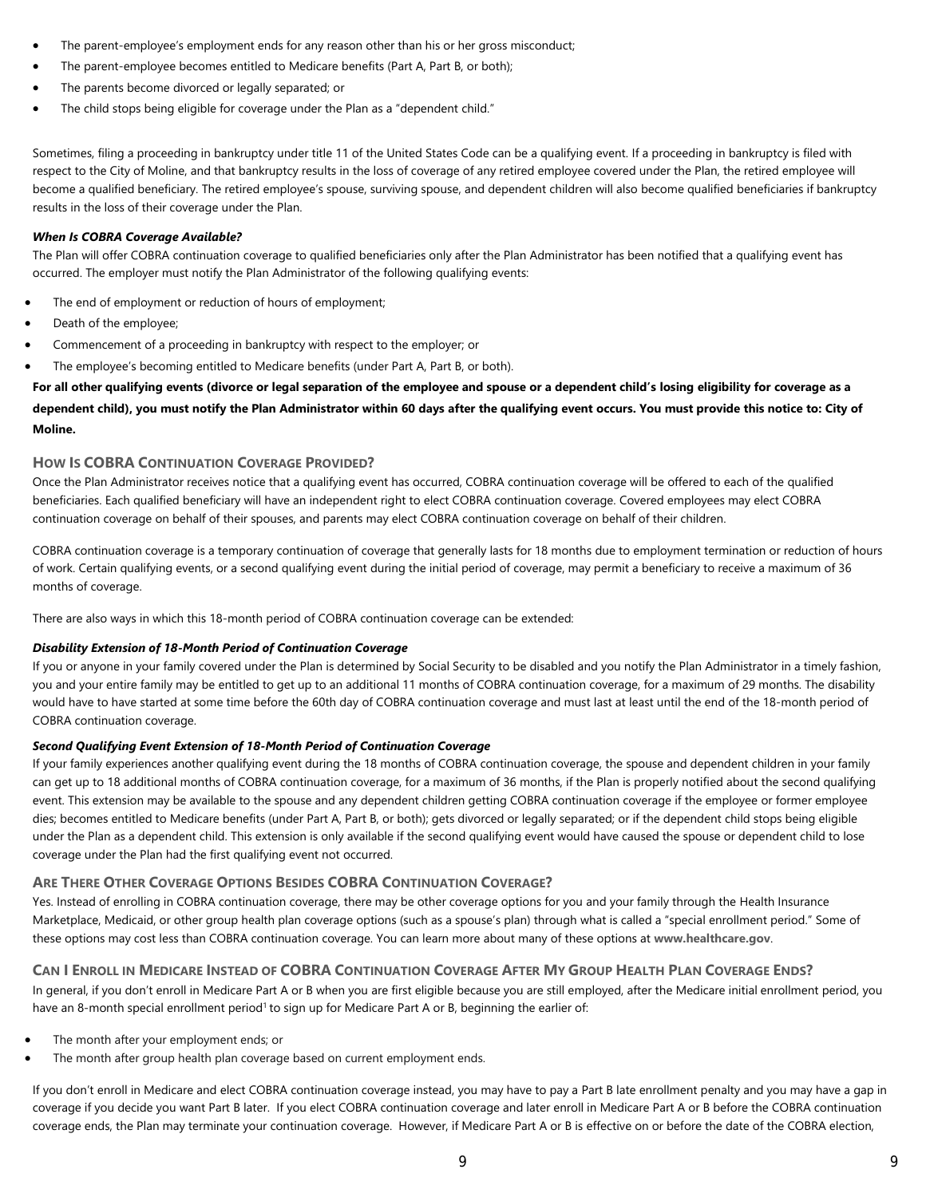- The parent-employee's employment ends for any reason other than his or her gross misconduct;
- The parent-employee becomes entitled to Medicare benefits (Part A, Part B, or both);
- The parents become divorced or legally separated; or
- The child stops being eligible for coverage under the Plan as a "dependent child."

Sometimes, filing a proceeding in bankruptcy under title 11 of the United States Code can be a qualifying event. If a proceeding in bankruptcy is filed with respect to the City of Moline, and that bankruptcy results in the loss of coverage of any retired employee covered under the Plan, the retired employee will become a qualified beneficiary. The retired employee's spouse, surviving spouse, and dependent children will also become qualified beneficiaries if bankruptcy results in the loss of their coverage under the Plan.

***When Is COBRA Coverage Available?***

The Plan will offer COBRA continuation coverage to qualified beneficiaries only after the Plan Administrator has been notified that a qualifying event has occurred. The employer must notify the Plan Administrator of the following qualifying events:

- The end of employment or reduction of hours of employment;
- Death of the employee;
- Commencement of a proceeding in bankruptcy with respect to the employer; or
- The employee's becoming entitled to Medicare benefits (under Part A, Part B, or both).

**For all other qualifying events (divorce or legal separation of the employee and spouse or a dependent child's losing eligibility for coverage as a dependent child), you must notify the Plan Administrator within 60 days after the qualifying event occurs. You must provide this notice to: City of Moline.**

### How Is COBRA Continuation Coverage Provided?

Once the Plan Administrator receives notice that a qualifying event has occurred, COBRA continuation coverage will be offered to each of the qualified beneficiaries. Each qualified beneficiary will have an independent right to elect COBRA continuation coverage. Covered employees may elect COBRA continuation coverage on behalf of their spouses, and parents may elect COBRA continuation coverage on behalf of their children.

COBRA continuation coverage is a temporary continuation of coverage that generally lasts for 18 months due to employment termination or reduction of hours of work. Certain qualifying events, or a second qualifying event during the initial period of coverage, may permit a beneficiary to receive a maximum of 36 months of coverage.

There are also ways in which this 18-month period of COBRA continuation coverage can be extended:

***Disability Extension of 18-Month Period of Continuation Coverage***

If you or anyone in your family covered under the Plan is determined by Social Security to be disabled and you notify the Plan Administrator in a timely fashion, you and your entire family may be entitled to get up to an additional 11 months of COBRA continuation coverage, for a maximum of 29 months. The disability would have to have started at some time before the 60th day of COBRA continuation coverage and must last at least until the end of the 18-month period of COBRA continuation coverage.

***Second Qualifying Event Extension of 18-Month Period of Continuation Coverage***

If your family experiences another qualifying event during the 18 months of COBRA continuation coverage, the spouse and dependent children in your family can get up to 18 additional months of COBRA continuation coverage, for a maximum of 36 months, if the Plan is properly notified about the second qualifying event. This extension may be available to the spouse and any dependent children getting COBRA continuation coverage if the employee or former employee dies; becomes entitled to Medicare benefits (under Part A, Part B, or both); gets divorced or legally separated; or if the dependent child stops being eligible under the Plan as a dependent child. This extension is only available if the second qualifying event would have caused the spouse or dependent child to lose coverage under the Plan had the first qualifying event not occurred.

### Are There Other Coverage Options Besides COBRA Continuation Coverage?

Yes. Instead of enrolling in COBRA continuation coverage, there may be other coverage options for you and your family through the Health Insurance Marketplace, Medicaid, or other group health plan coverage options (such as a spouse's plan) through what is called a "special enrollment period." Some of these options may cost less than COBRA continuation coverage. You can learn more about many of these options at **www.healthcare.gov**.

### Can I Enroll in Medicare Instead of COBRA Continuation Coverage After My Group Health Plan Coverage Ends?

In general, if you don't enroll in Medicare Part A or B when you are first eligible because you are still employed, after the Medicare initial enrollment period, you have an 8-month special enrollment period[1] to sign up for Medicare Part A or B, beginning the earlier of:

- The month after your employment ends; or
- The month after group health plan coverage based on current employment ends.

If you don't enroll in Medicare and elect COBRA continuation coverage instead, you may have to pay a Part B late enrollment penalty and you may have a gap in coverage if you decide you want Part B later. If you elect COBRA continuation coverage and later enroll in Medicare Part A or B before the COBRA continuation coverage ends, the Plan may terminate your continuation coverage. However, if Medicare Part A or B is effective on or before the date of the COBRA election,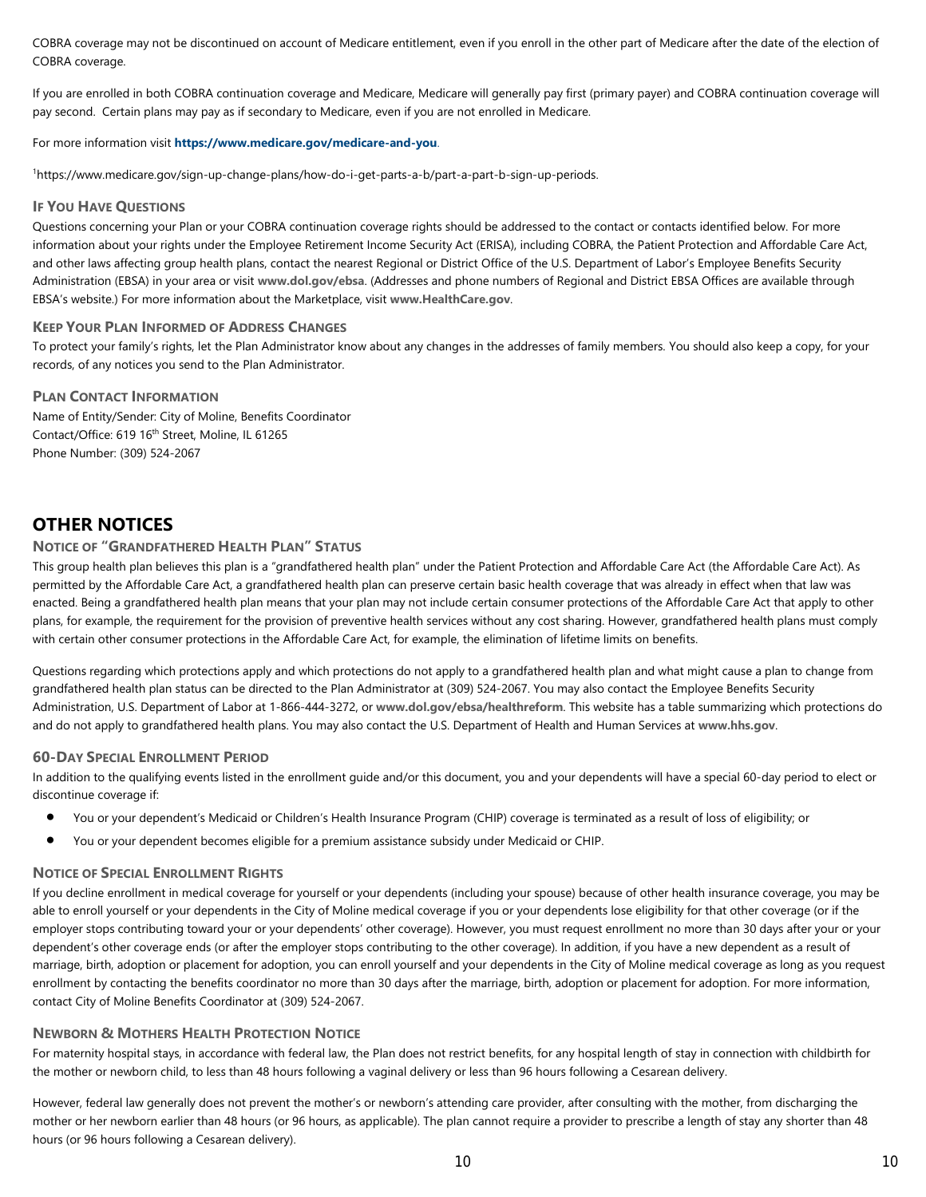COBRA coverage may not be discontinued on account of Medicare entitlement, even if you enroll in the other part of Medicare after the date of the election of COBRA coverage.

If you are enrolled in both COBRA continuation coverage and Medicare, Medicare will generally pay first (primary payer) and COBRA continuation coverage will pay second. Certain plans may pay as if secondary to Medicare, even if you are not enrolled in Medicare.

For more information visit **https://www.medicare.gov/medicare-and-you**.

[1]https://www.medicare.gov/sign-up-change-plans/how-do-i-get-parts-a-b/part-a-part-b-sign-up-periods.

### If You Have Questions

Questions concerning your Plan or your COBRA continuation coverage rights should be addressed to the contact or contacts identified below. For more information about your rights under the Employee Retirement Income Security Act (ERISA), including COBRA, the Patient Protection and Affordable Care Act, and other laws affecting group health plans, contact the nearest Regional or District Office of the U.S. Department of Labor's Employee Benefits Security Administration (EBSA) in your area or visit **www.dol.gov/ebsa**. (Addresses and phone numbers of Regional and District EBSA Offices are available through EBSA's website.) For more information about the Marketplace, visit **www.HealthCare.gov**.

### Keep Your Plan Informed of Address Changes

To protect your family's rights, let the Plan Administrator know about any changes in the addresses of family members. You should also keep a copy, for your records, of any notices you send to the Plan Administrator.

### Plan Contact Information

Name of Entity/Sender: City of Moline, Benefits Coordinator
Contact/Office: 619 16th Street, Moline, IL 61265
Phone Number: (309) 524-2067

## OTHER NOTICES

### Notice of "Grandfathered Health Plan" Status

This group health plan believes this plan is a "grandfathered health plan" under the Patient Protection and Affordable Care Act (the Affordable Care Act). As permitted by the Affordable Care Act, a grandfathered health plan can preserve certain basic health coverage that was already in effect when that law was enacted. Being a grandfathered health plan means that your plan may not include certain consumer protections of the Affordable Care Act that apply to other plans, for example, the requirement for the provision of preventive health services without any cost sharing. However, grandfathered health plans must comply with certain other consumer protections in the Affordable Care Act, for example, the elimination of lifetime limits on benefits.

Questions regarding which protections apply and which protections do not apply to a grandfathered health plan and what might cause a plan to change from grandfathered health plan status can be directed to the Plan Administrator at (309) 524-2067. You may also contact the Employee Benefits Security Administration, U.S. Department of Labor at 1-866-444-3272, or **www.dol.gov/ebsa/healthreform**. This website has a table summarizing which protections do and do not apply to grandfathered health plans. You may also contact the U.S. Department of Health and Human Services at **www.hhs.gov**.

### 60-Day Special Enrollment Period

In addition to the qualifying events listed in the enrollment guide and/or this document, you and your dependents will have a special 60-day period to elect or discontinue coverage if:

- You or your dependent's Medicaid or Children's Health Insurance Program (CHIP) coverage is terminated as a result of loss of eligibility; or
- You or your dependent becomes eligible for a premium assistance subsidy under Medicaid or CHIP.

### Notice of Special Enrollment Rights

If you decline enrollment in medical coverage for yourself or your dependents (including your spouse) because of other health insurance coverage, you may be able to enroll yourself or your dependents in the City of Moline medical coverage if you or your dependents lose eligibility for that other coverage (or if the employer stops contributing toward your or your dependents' other coverage). However, you must request enrollment no more than 30 days after your or your dependent's other coverage ends (or after the employer stops contributing to the other coverage). In addition, if you have a new dependent as a result of marriage, birth, adoption or placement for adoption, you can enroll yourself and your dependents in the City of Moline medical coverage as long as you request enrollment by contacting the benefits coordinator no more than 30 days after the marriage, birth, adoption or placement for adoption. For more information, contact City of Moline Benefits Coordinator at (309) 524-2067.

### Newborn & Mothers Health Protection Notice

For maternity hospital stays, in accordance with federal law, the Plan does not restrict benefits, for any hospital length of stay in connection with childbirth for the mother or newborn child, to less than 48 hours following a vaginal delivery or less than 96 hours following a Cesarean delivery.

However, federal law generally does not prevent the mother's or newborn's attending care provider, after consulting with the mother, from discharging the mother or her newborn earlier than 48 hours (or 96 hours, as applicable). The plan cannot require a provider to prescribe a length of stay any shorter than 48 hours (or 96 hours following a Cesarean delivery).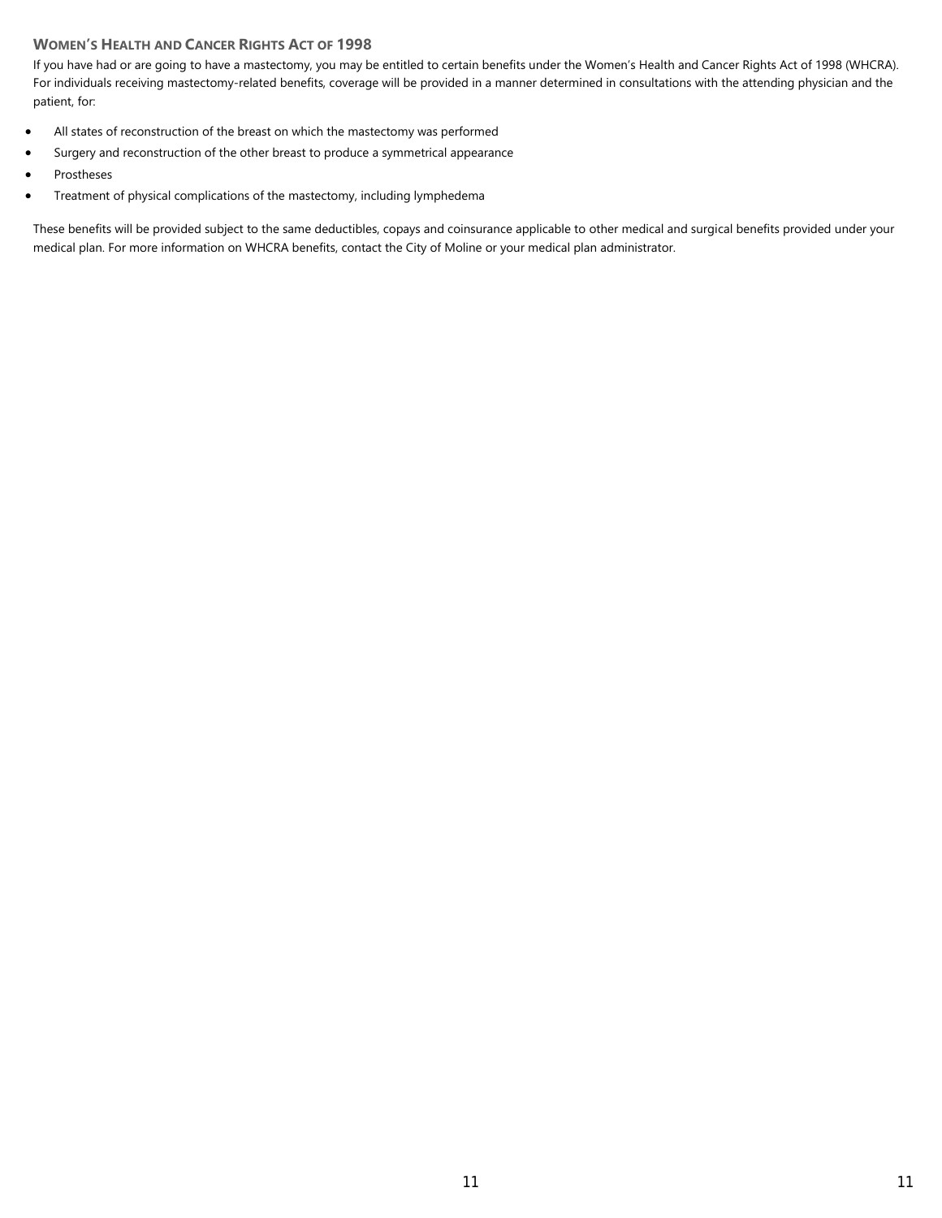### WOMEN'S HEALTH AND CANCER RIGHTS ACT OF 1998

If you have had or are going to have a mastectomy, you may be entitled to certain benefits under the Women's Health and Cancer Rights Act of 1998 (WHCRA). For individuals receiving mastectomy-related benefits, coverage will be provided in a manner determined in consultations with the attending physician and the patient, for:

- All states of reconstruction of the breast on which the mastectomy was performed
- Surgery and reconstruction of the other breast to produce a symmetrical appearance
- Prostheses
- Treatment of physical complications of the mastectomy, including lymphedema

These benefits will be provided subject to the same deductibles, copays and coinsurance applicable to other medical and surgical benefits provided under your medical plan. For more information on WHCRA benefits, contact the City of Moline or your medical plan administrator.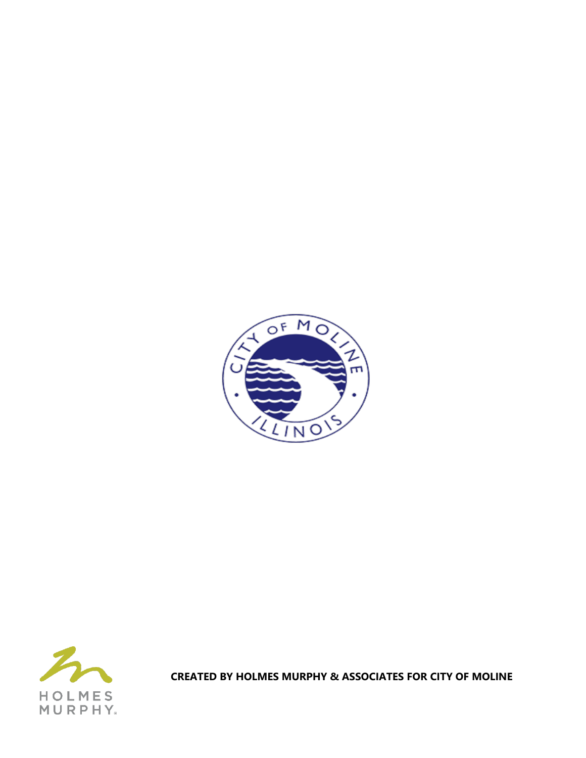**CREATED BY HOLMES MURPHY & ASSOCIATES FOR CITY OF MOLINE**